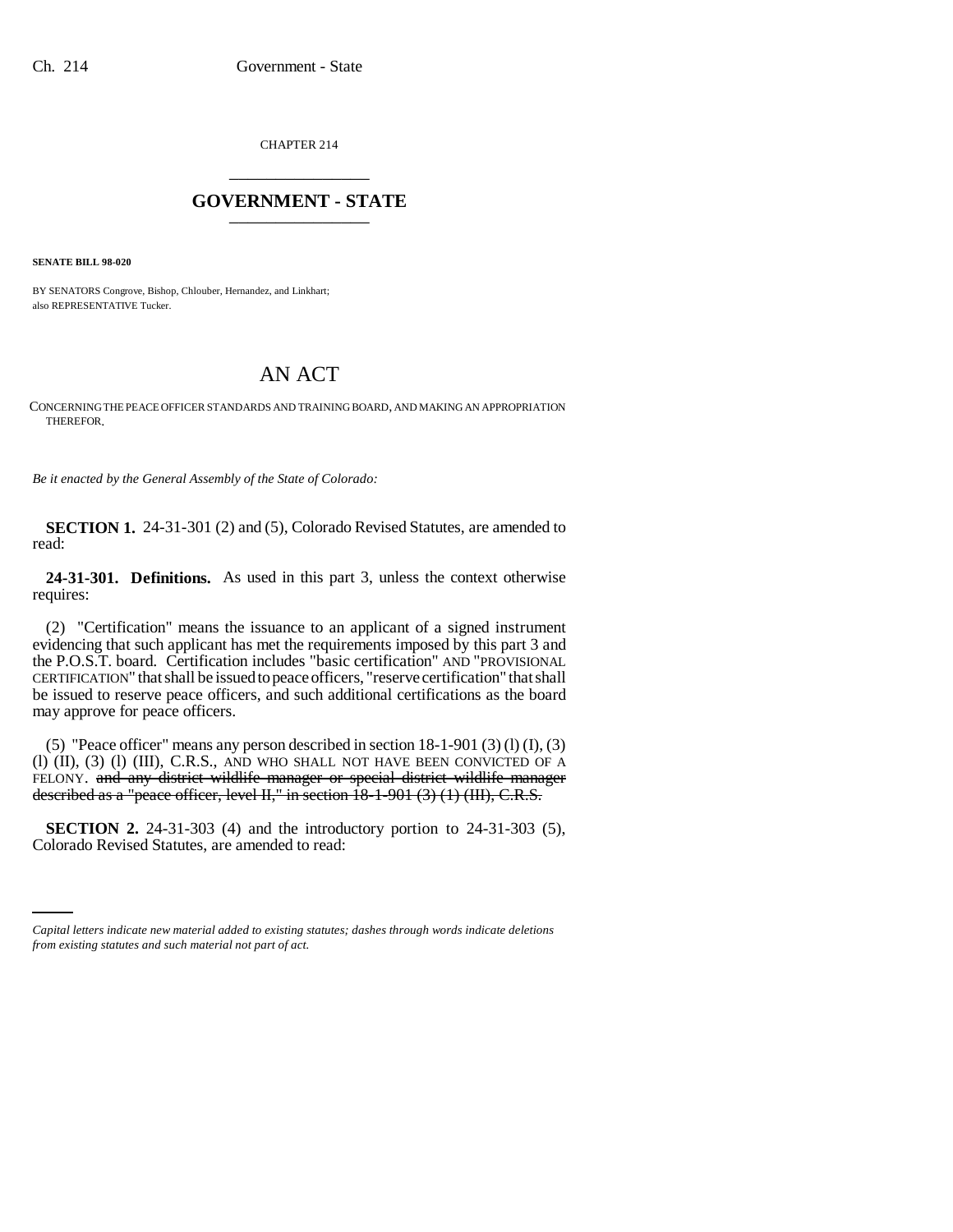CHAPTER 214

# GOVERNMENT - STATE

**SENATE BILL 98-020**

BY SENATORS Congrove, Bishop, Chlouber, Hernandez, and Linkhart;
also REPRESENTATIVE Tucker.

# AN ACT

CONCERNING THE PEACE OFFICER STANDARDS AND TRAINING BOARD, AND MAKING AN APPROPRIATION THEREFOR.

*Be it enacted by the General Assembly of the State of Colorado:*

**SECTION 1.** 24-31-301 (2) and (5), Colorado Revised Statutes, are amended to read:

**24-31-301. Definitions.** As used in this part 3, unless the context otherwise requires:

(2) "Certification" means the issuance to an applicant of a signed instrument evidencing that such applicant has met the requirements imposed by this part 3 and the P.O.S.T. board. Certification includes "basic certification" AND "PROVISIONAL CERTIFICATION" that shall be issued to peace officers, "reserve certification" that shall be issued to reserve peace officers, and such additional certifications as the board may approve for peace officers.

(5) "Peace officer" means any person described in section 18-1-901 (3) (l) (I), (3) (l) (II), (3) (l) (III), C.R.S., AND WHO SHALL NOT HAVE BEEN CONVICTED OF A FELONY. ~~and any district wildlife manager or special district wildlife manager described as a "peace officer, level II," in section 18-1-901 (3) (l) (III), C.R.S.~~

**SECTION 2.** 24-31-303 (4) and the introductory portion to 24-31-303 (5), Colorado Revised Statutes, are amended to read:

*Capital letters indicate new material added to existing statutes; dashes through words indicate deletions from existing statutes and such material not part of act.*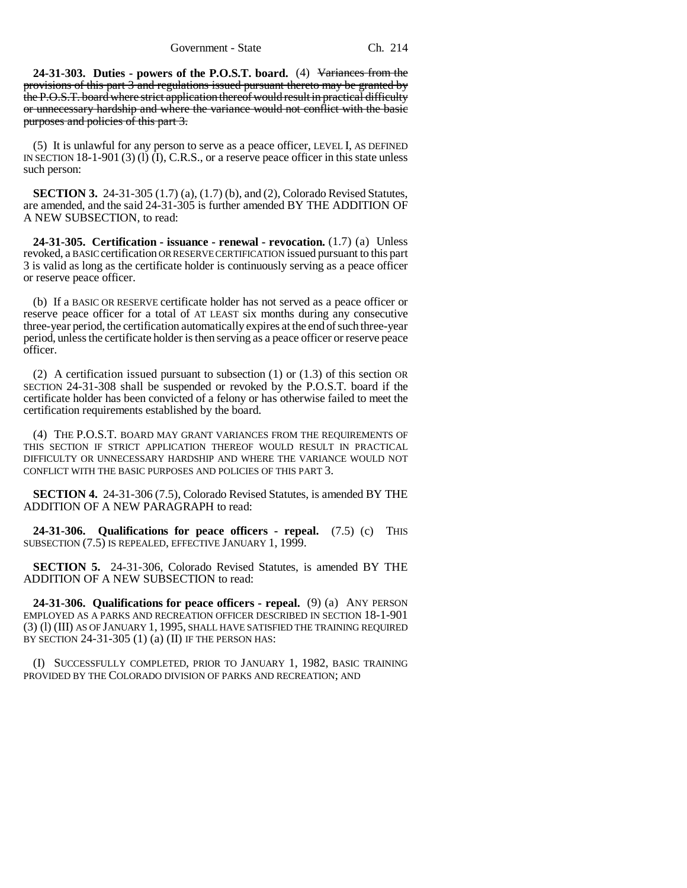**24-31-303. Duties - powers of the P.O.S.T. board.** (4) ~~Variances from the provisions of this part 3 and regulations issued pursuant thereto may be granted by the P.O.S.T. board where strict application thereof would result in practical difficulty or unnecessary hardship and where the variance would not conflict with the basic purposes and policies of this part 3.~~

(5) It is unlawful for any person to serve as a peace officer, LEVEL I, AS DEFINED IN SECTION 18-1-901 (3) (l) (I), C.R.S., or a reserve peace officer in this state unless such person:

**SECTION 3.** 24-31-305 (1.7) (a), (1.7) (b), and (2), Colorado Revised Statutes, are amended, and the said 24-31-305 is further amended BY THE ADDITION OF A NEW SUBSECTION, to read:

**24-31-305. Certification - issuance - renewal - revocation.** (1.7) (a) Unless revoked, a BASIC certification OR RESERVE CERTIFICATION issued pursuant to this part 3 is valid as long as the certificate holder is continuously serving as a peace officer or reserve peace officer.

(b) If a BASIC OR RESERVE certificate holder has not served as a peace officer or reserve peace officer for a total of AT LEAST six months during any consecutive three-year period, the certification automatically expires at the end of such three-year period, unless the certificate holder is then serving as a peace officer or reserve peace officer.

(2) A certification issued pursuant to subsection (1) or (1.3) of this section OR SECTION 24-31-308 shall be suspended or revoked by the P.O.S.T. board if the certificate holder has been convicted of a felony or has otherwise failed to meet the certification requirements established by the board.

(4) THE P.O.S.T. BOARD MAY GRANT VARIANCES FROM THE REQUIREMENTS OF THIS SECTION IF STRICT APPLICATION THEREOF WOULD RESULT IN PRACTICAL DIFFICULTY OR UNNECESSARY HARDSHIP AND WHERE THE VARIANCE WOULD NOT CONFLICT WITH THE BASIC PURPOSES AND POLICIES OF THIS PART 3.

**SECTION 4.** 24-31-306 (7.5), Colorado Revised Statutes, is amended BY THE ADDITION OF A NEW PARAGRAPH to read:

**24-31-306. Qualifications for peace officers - repeal.** (7.5) (c) THIS SUBSECTION (7.5) IS REPEALED, EFFECTIVE JANUARY 1, 1999.

**SECTION 5.** 24-31-306, Colorado Revised Statutes, is amended BY THE ADDITION OF A NEW SUBSECTION to read:

**24-31-306. Qualifications for peace officers - repeal.** (9) (a) ANY PERSON EMPLOYED AS A PARKS AND RECREATION OFFICER DESCRIBED IN SECTION 18-1-901 (3) (l) (III) AS OF JANUARY 1, 1995, SHALL HAVE SATISFIED THE TRAINING REQUIRED BY SECTION 24-31-305 (1) (a) (II) IF THE PERSON HAS:

(I) SUCCESSFULLY COMPLETED, PRIOR TO JANUARY 1, 1982, BASIC TRAINING PROVIDED BY THE COLORADO DIVISION OF PARKS AND RECREATION; AND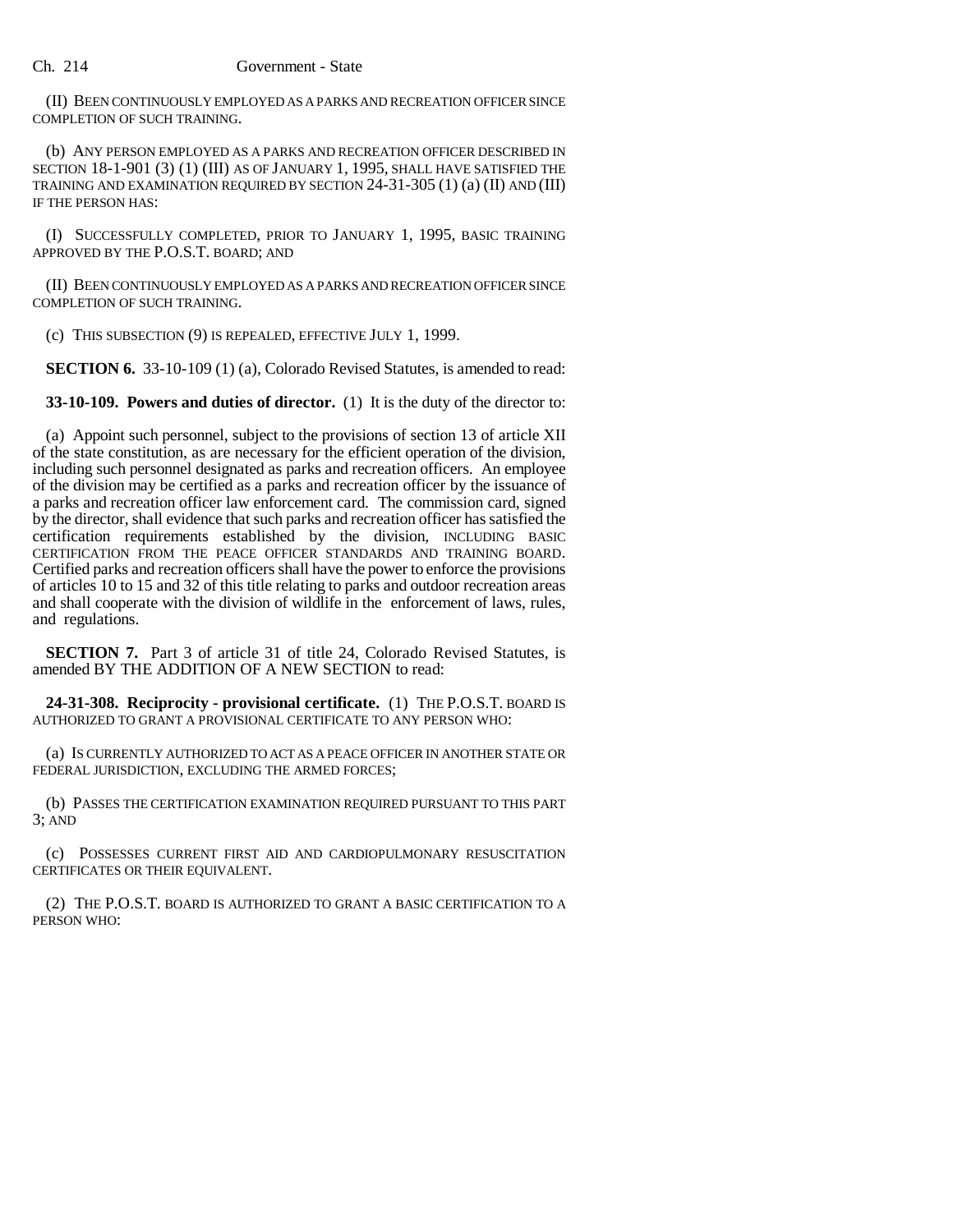(II) BEEN CONTINUOUSLY EMPLOYED AS A PARKS AND RECREATION OFFICER SINCE COMPLETION OF SUCH TRAINING.

(b) ANY PERSON EMPLOYED AS A PARKS AND RECREATION OFFICER DESCRIBED IN SECTION 18-1-901 (3) (l) (III) AS OF JANUARY 1, 1995, SHALL HAVE SATISFIED THE TRAINING AND EXAMINATION REQUIRED BY SECTION 24-31-305 (1) (a) (II) AND (III) IF THE PERSON HAS:

(I) SUCCESSFULLY COMPLETED, PRIOR TO JANUARY 1, 1995, BASIC TRAINING APPROVED BY THE P.O.S.T. BOARD; AND

(II) BEEN CONTINUOUSLY EMPLOYED AS A PARKS AND RECREATION OFFICER SINCE COMPLETION OF SUCH TRAINING.

(c) THIS SUBSECTION (9) IS REPEALED, EFFECTIVE JULY 1, 1999.

**SECTION 6.** 33-10-109 (1) (a), Colorado Revised Statutes, is amended to read:

**33-10-109. Powers and duties of director.** (1) It is the duty of the director to:

(a) Appoint such personnel, subject to the provisions of section 13 of article XII of the state constitution, as are necessary for the efficient operation of the division, including such personnel designated as parks and recreation officers. An employee of the division may be certified as a parks and recreation officer by the issuance of a parks and recreation officer law enforcement card. The commission card, signed by the director, shall evidence that such parks and recreation officer has satisfied the certification requirements established by the division, INCLUDING BASIC CERTIFICATION FROM THE PEACE OFFICER STANDARDS AND TRAINING BOARD. Certified parks and recreation officers shall have the power to enforce the provisions of articles 10 to 15 and 32 of this title relating to parks and outdoor recreation areas and shall cooperate with the division of wildlife in the enforcement of laws, rules, and regulations.

**SECTION 7.** Part 3 of article 31 of title 24, Colorado Revised Statutes, is amended BY THE ADDITION OF A NEW SECTION to read:

**24-31-308. Reciprocity - provisional certificate.** (1) THE P.O.S.T. BOARD IS AUTHORIZED TO GRANT A PROVISIONAL CERTIFICATE TO ANY PERSON WHO:

(a) IS CURRENTLY AUTHORIZED TO ACT AS A PEACE OFFICER IN ANOTHER STATE OR FEDERAL JURISDICTION, EXCLUDING THE ARMED FORCES;

(b) PASSES THE CERTIFICATION EXAMINATION REQUIRED PURSUANT TO THIS PART 3; AND

(c) POSSESSES CURRENT FIRST AID AND CARDIOPULMONARY RESUSCITATION CERTIFICATES OR THEIR EQUIVALENT.

(2) THE P.O.S.T. BOARD IS AUTHORIZED TO GRANT A BASIC CERTIFICATION TO A PERSON WHO: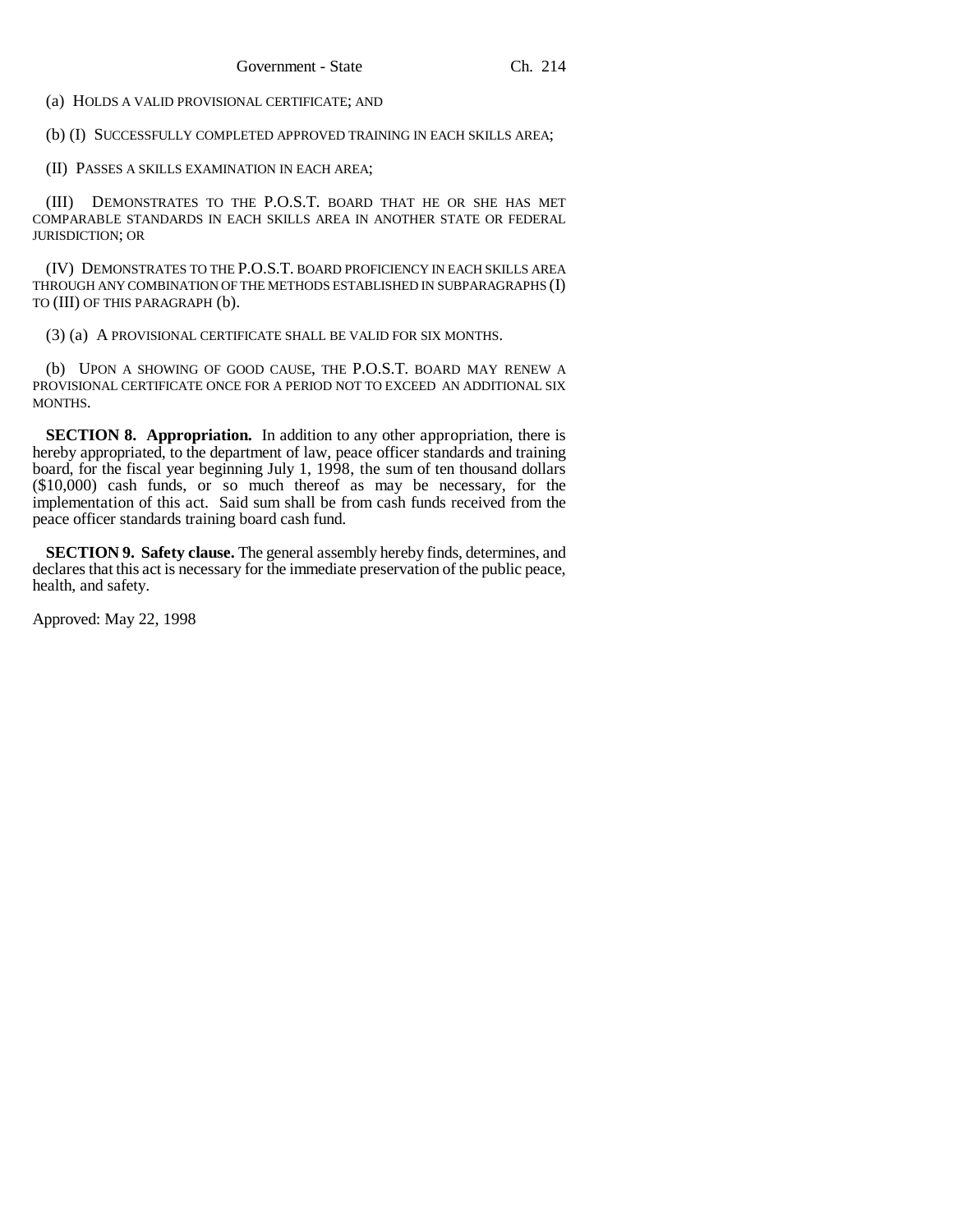(a) HOLDS A VALID PROVISIONAL CERTIFICATE; AND

(b) (I) SUCCESSFULLY COMPLETED APPROVED TRAINING IN EACH SKILLS AREA;

(II) PASSES A SKILLS EXAMINATION IN EACH AREA;

(III) DEMONSTRATES TO THE P.O.S.T. BOARD THAT HE OR SHE HAS MET COMPARABLE STANDARDS IN EACH SKILLS AREA IN ANOTHER STATE OR FEDERAL JURISDICTION; OR

(IV) DEMONSTRATES TO THE P.O.S.T. BOARD PROFICIENCY IN EACH SKILLS AREA THROUGH ANY COMBINATION OF THE METHODS ESTABLISHED IN SUBPARAGRAPHS (I) TO (III) OF THIS PARAGRAPH (b).

(3) (a) A PROVISIONAL CERTIFICATE SHALL BE VALID FOR SIX MONTHS.

(b) UPON A SHOWING OF GOOD CAUSE, THE P.O.S.T. BOARD MAY RENEW A PROVISIONAL CERTIFICATE ONCE FOR A PERIOD NOT TO EXCEED AN ADDITIONAL SIX MONTHS.

**SECTION 8. Appropriation.** In addition to any other appropriation, there is hereby appropriated, to the department of law, peace officer standards and training board, for the fiscal year beginning July 1, 1998, the sum of ten thousand dollars ($10,000) cash funds, or so much thereof as may be necessary, for the implementation of this act. Said sum shall be from cash funds received from the peace officer standards training board cash fund.

**SECTION 9. Safety clause.** The general assembly hereby finds, determines, and declares that this act is necessary for the immediate preservation of the public peace, health, and safety.

Approved: May 22, 1998